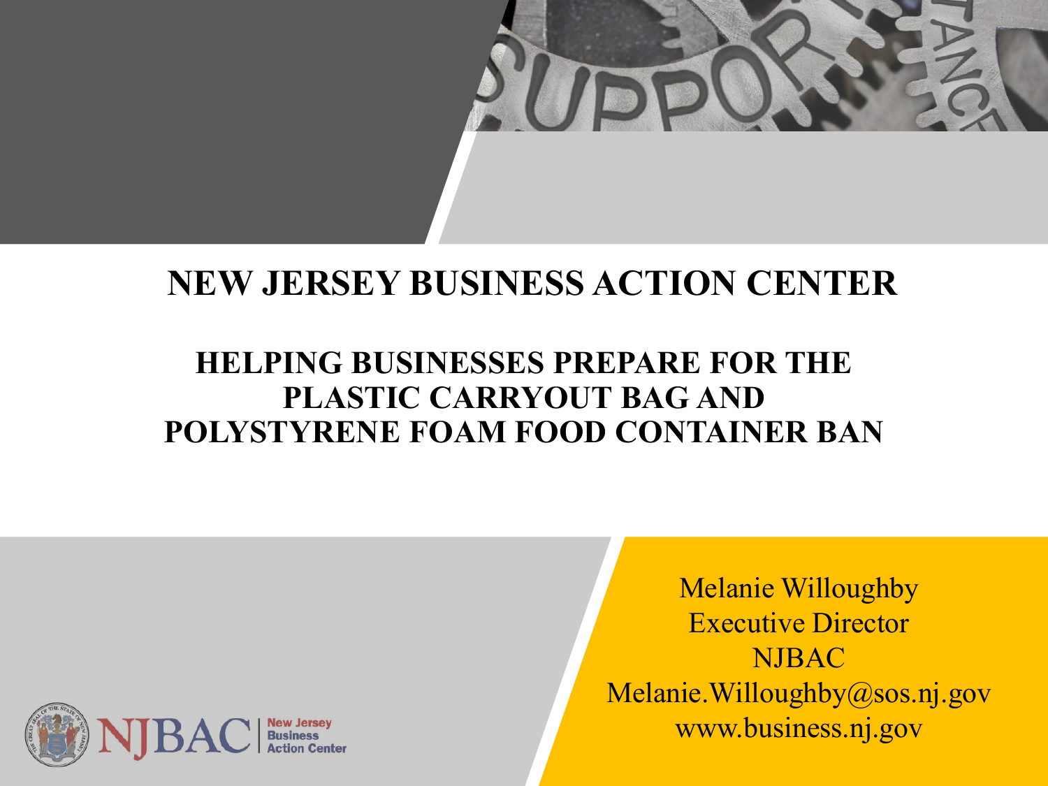# NEW JERSEY BUSINESS ACTION CENTER

## HELPING BUSINESSES PREPARE FOR THE PLASTIC CARRYOUT BAG AND POLYSTYRENE FOAM FOOD CONTAINER BAN

Melanie Willoughby
Executive Director
NJBAC
Melanie.Willoughby@sos.nj.gov
www.business.nj.gov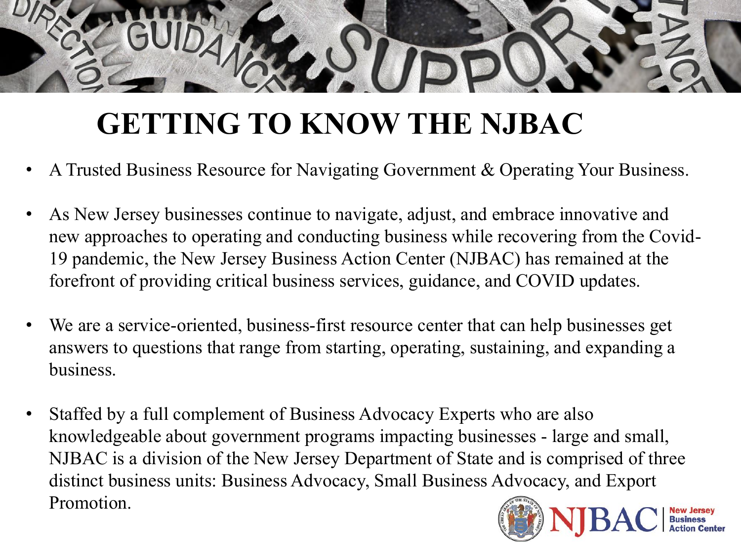# GETTING TO KNOW THE NJBAC

- A Trusted Business Resource for Navigating Government & Operating Your Business.

- As New Jersey businesses continue to navigate, adjust, and embrace innovative and new approaches to operating and conducting business while recovering from the Covid-19 pandemic, the New Jersey Business Action Center (NJBAC) has remained at the forefront of providing critical business services, guidance, and COVID updates.

- We are a service-oriented, business-first resource center that can help businesses get answers to questions that range from starting, operating, sustaining, and expanding a business.

- Staffed by a full complement of Business Advocacy Experts who are also knowledgeable about government programs impacting businesses - large and small, NJBAC is a division of the New Jersey Department of State and is comprised of three distinct business units: Business Advocacy, Small Business Advocacy, and Export Promotion.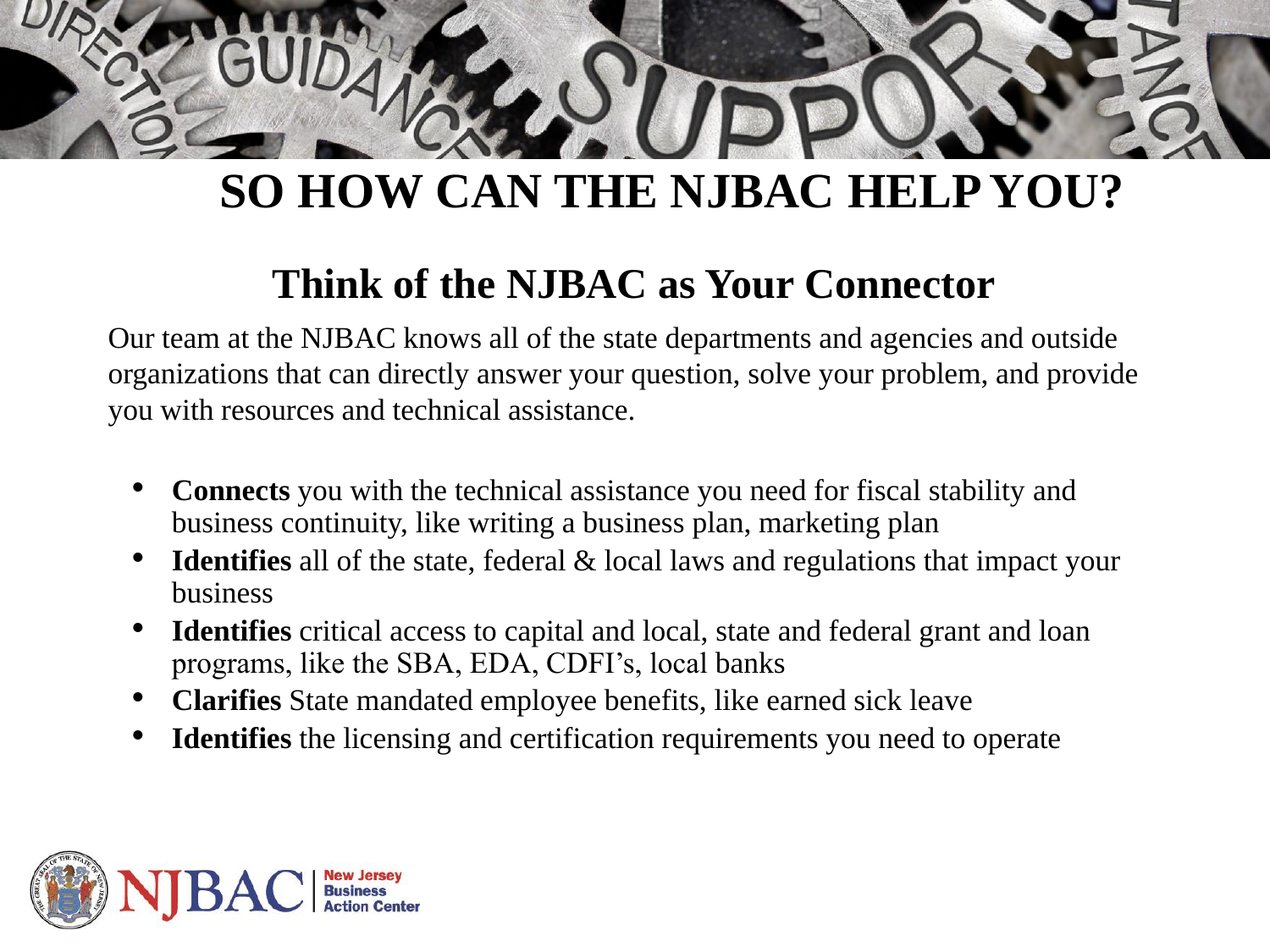# SO HOW CAN THE NJBAC HELP YOU?

## Think of the NJBAC as Your Connector

Our team at the NJBAC knows all of the state departments and agencies and outside organizations that can directly answer your question, solve your problem, and provide you with resources and technical assistance.

- **Connects** you with the technical assistance you need for fiscal stability and business continuity, like writing a business plan, marketing plan
- **Identifies** all of the state, federal & local laws and regulations that impact your business
- **Identifies** critical access to capital and local, state and federal grant and loan programs, like the SBA, EDA, CDFI's, local banks
- **Clarifies** State mandated employee benefits, like earned sick leave
- **Identifies** the licensing and certification requirements you need to operate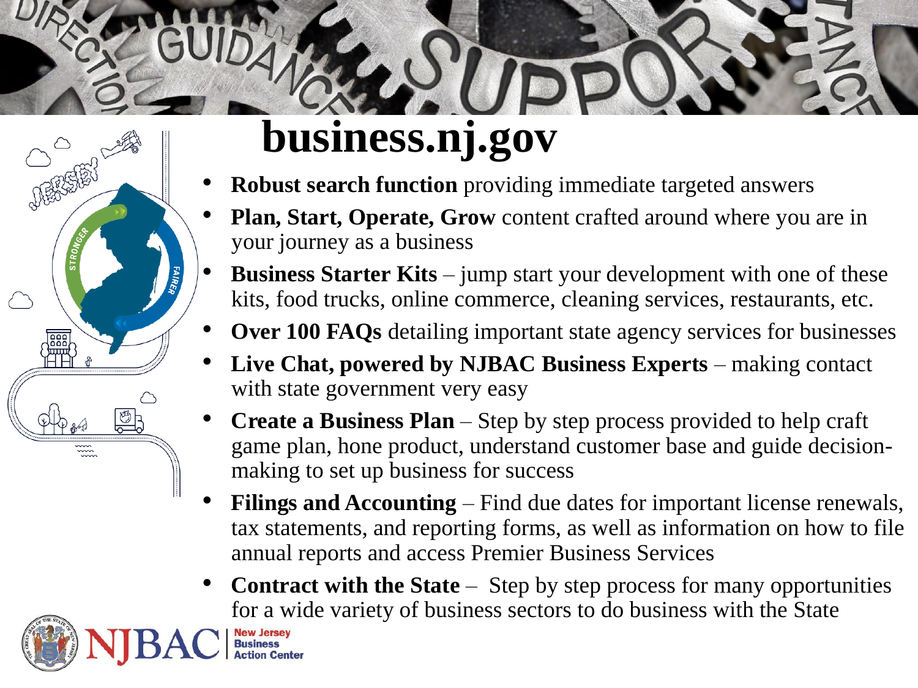# business.nj.gov

- **Robust search function** providing immediate targeted answers
- **Plan, Start, Operate, Grow** content crafted around where you are in your journey as a business
- **Business Starter Kits** – jump start your development with one of these kits, food trucks, online commerce, cleaning services, restaurants, etc.
- **Over 100 FAQs** detailing important state agency services for businesses
- **Live Chat, powered by NJBAC Business Experts** – making contact with state government very easy
- **Create a Business Plan** – Step by step process provided to help craft game plan, hone product, understand customer base and guide decision-making to set up business for success
- **Filings and Accounting** – Find due dates for important license renewals, tax statements, and reporting forms, as well as information on how to file annual reports and access Premier Business Services
- **Contract with the State** – Step by step process for many opportunities for a wide variety of business sectors to do business with the State

NJBAC New Jersey Business Action Center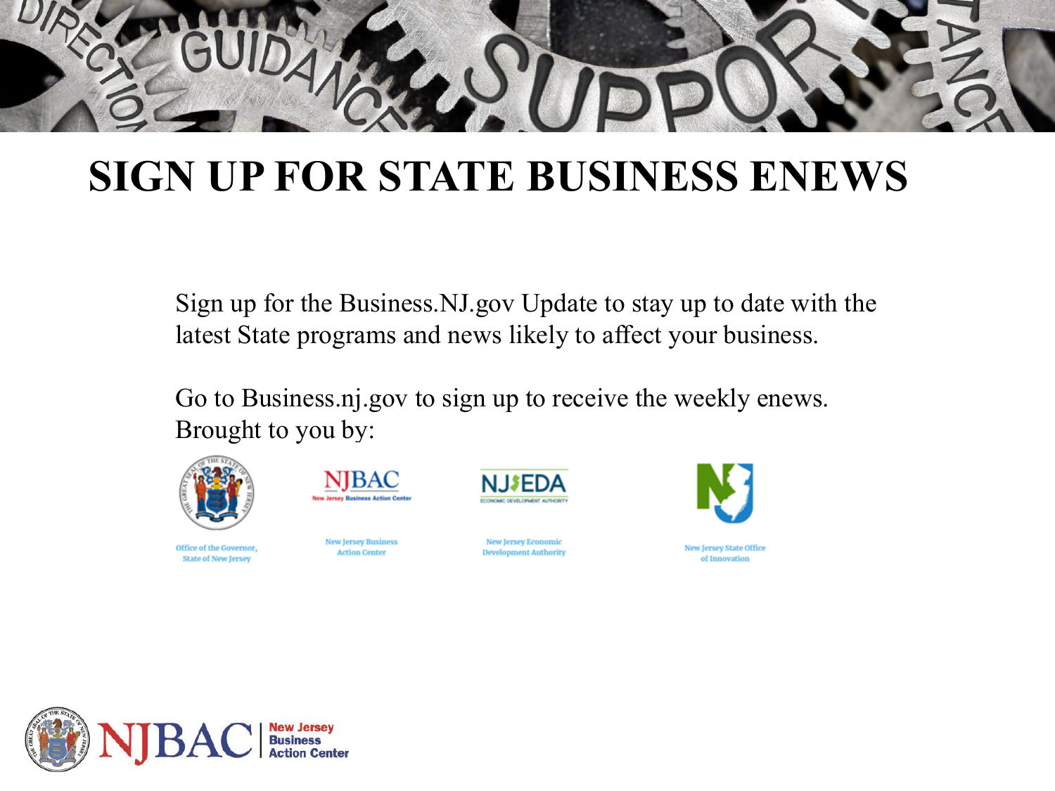# SIGN UP FOR STATE BUSINESS ENEWS

Sign up for the Business.NJ.gov Update to stay up to date with the latest State programs and news likely to affect your business.

Go to Business.nj.gov to sign up to receive the weekly enews.
Brought to you by:

Office of the Governor, State of New Jersey

New Jersey Business Action Center

New Jersey Economic Development Authority

New Jersey State Office of Innovation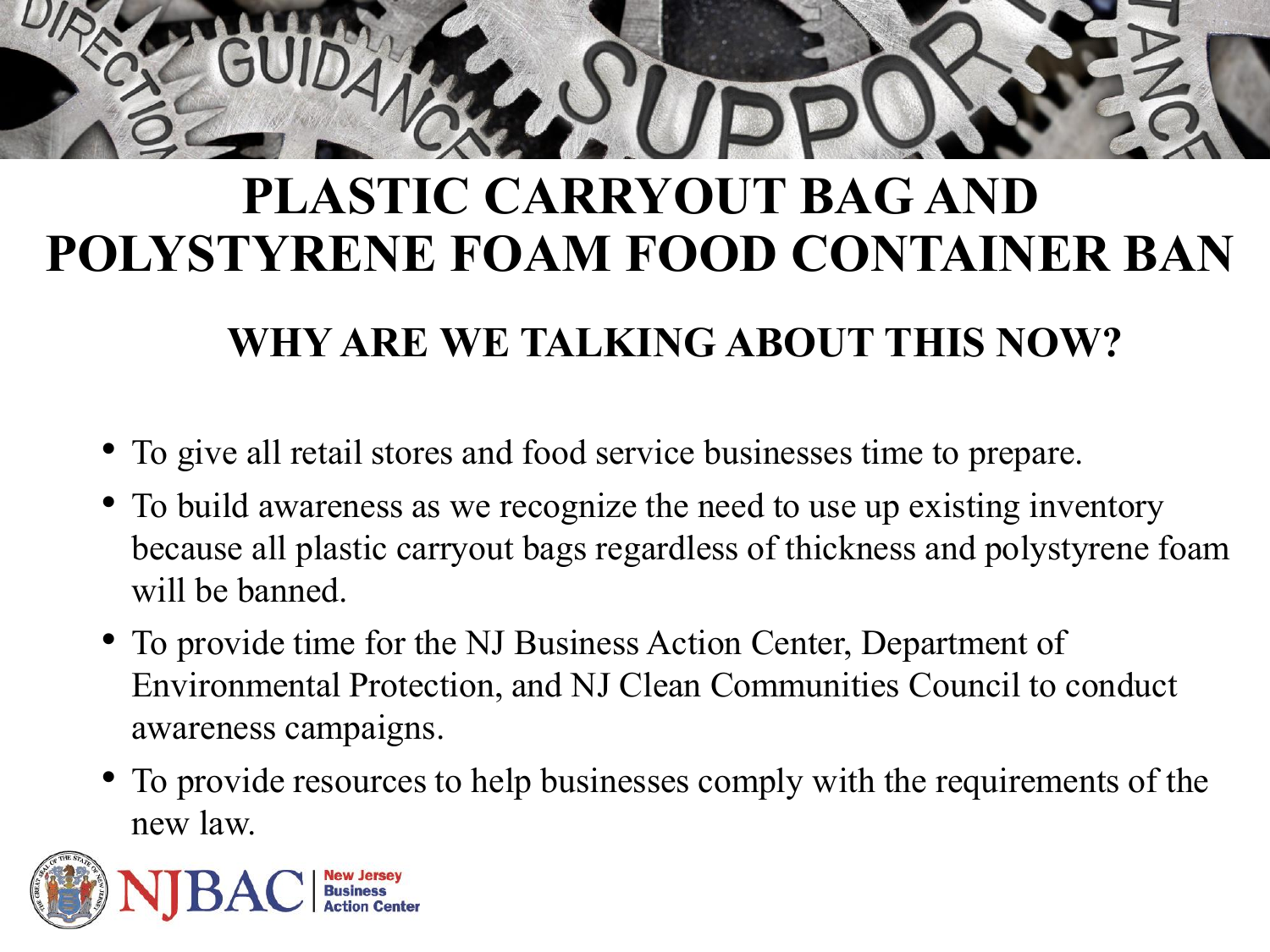# PLASTIC CARRYOUT BAG AND POLYSTYRENE FOAM FOOD CONTAINER BAN

## WHY ARE WE TALKING ABOUT THIS NOW?

- To give all retail stores and food service businesses time to prepare.
- To build awareness as we recognize the need to use up existing inventory because all plastic carryout bags regardless of thickness and polystyrene foam will be banned.
- To provide time for the NJ Business Action Center, Department of Environmental Protection, and NJ Clean Communities Council to conduct awareness campaigns.
- To provide resources to help businesses comply with the requirements of the new law.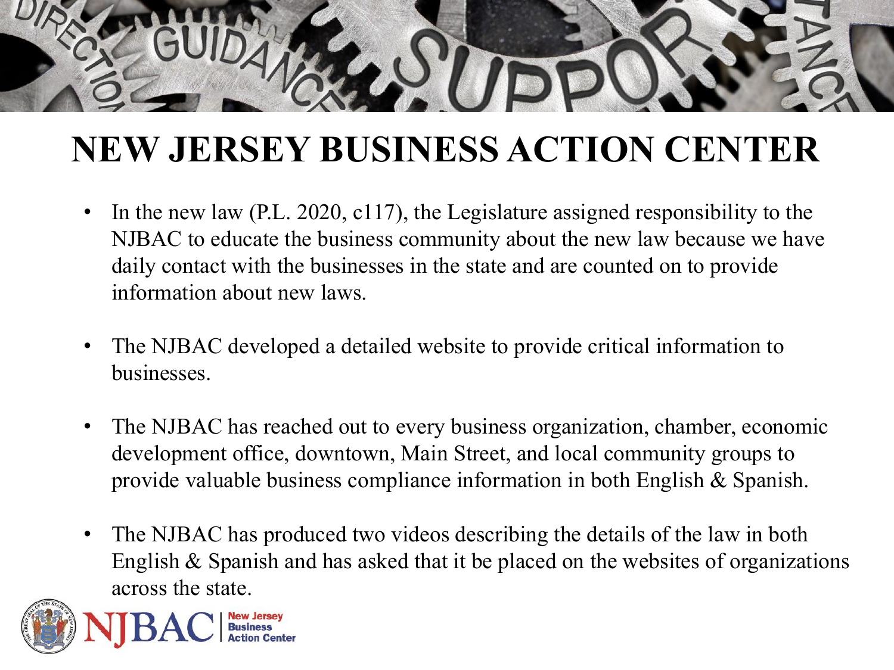# NEW JERSEY BUSINESS ACTION CENTER

- In the new law (P.L. 2020, c117), the Legislature assigned responsibility to the NJBAC to educate the business community about the new law because we have daily contact with the businesses in the state and are counted on to provide information about new laws.

- The NJBAC developed a detailed website to provide critical information to businesses.

- The NJBAC has reached out to every business organization, chamber, economic development office, downtown, Main Street, and local community groups to provide valuable business compliance information in both English & Spanish.

- The NJBAC has produced two videos describing the details of the law in both English & Spanish and has asked that it be placed on the websites of organizations across the state.

NJBAC | New Jersey Business Action Center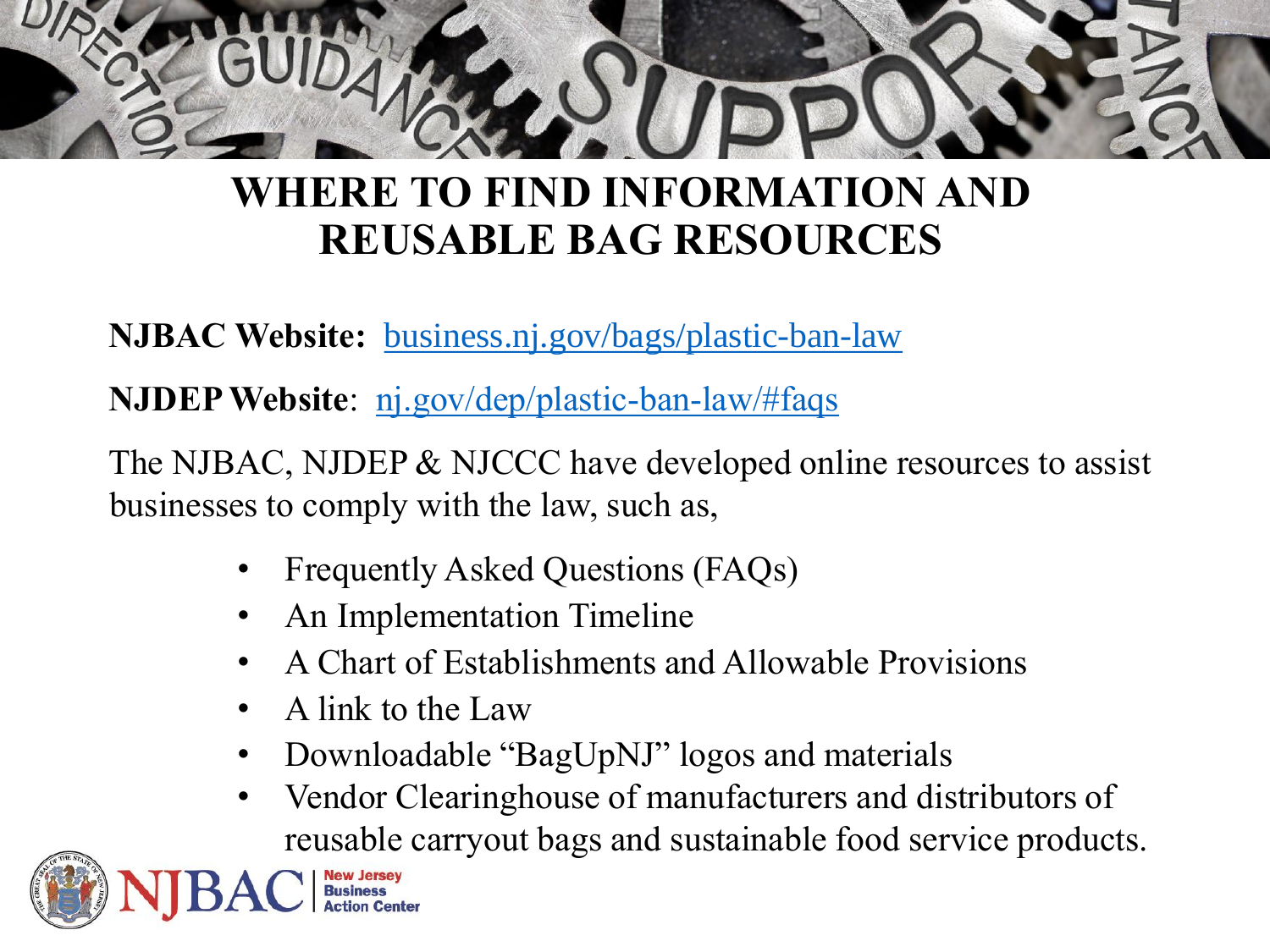# WHERE TO FIND INFORMATION AND REUSABLE BAG RESOURCES

**NJBAC Website:** business.nj.gov/bags/plastic-ban-law

**NJDEP Website**: nj.gov/dep/plastic-ban-law/#faqs

The NJBAC, NJDEP & NJCCC have developed online resources to assist businesses to comply with the law, such as,

- Frequently Asked Questions (FAQs)
- An Implementation Timeline
- A Chart of Establishments and Allowable Provisions
- A link to the Law
- Downloadable "BagUpNJ" logos and materials
- Vendor Clearinghouse of manufacturers and distributors of reusable carryout bags and sustainable food service products.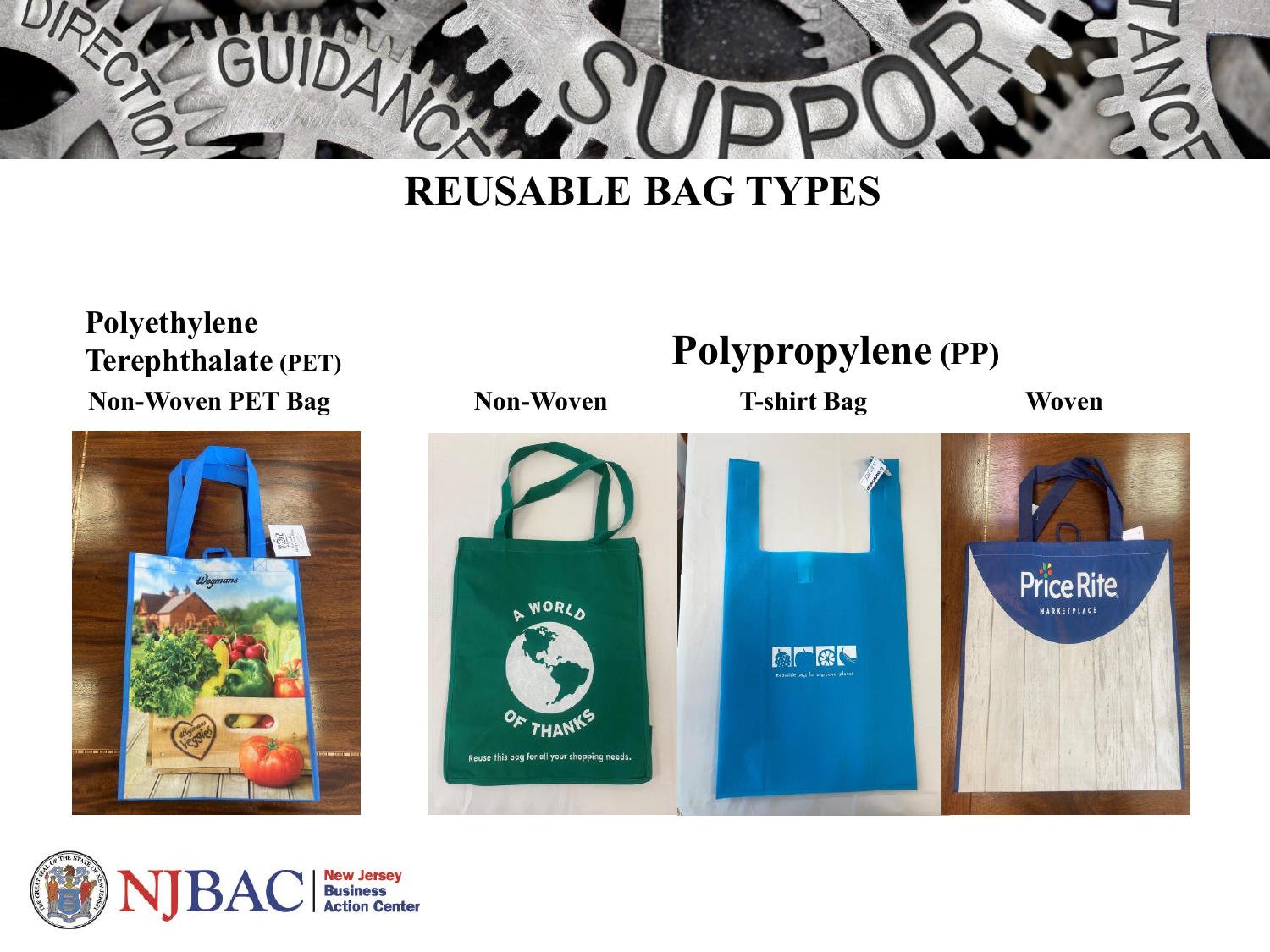# REUSABLE BAG TYPES

## Polyethylene Terephthalate (PET)

**Non-Woven PET Bag**

## Polypropylene (PP)

**Non-Woven**

**T-shirt Bag**

**Woven**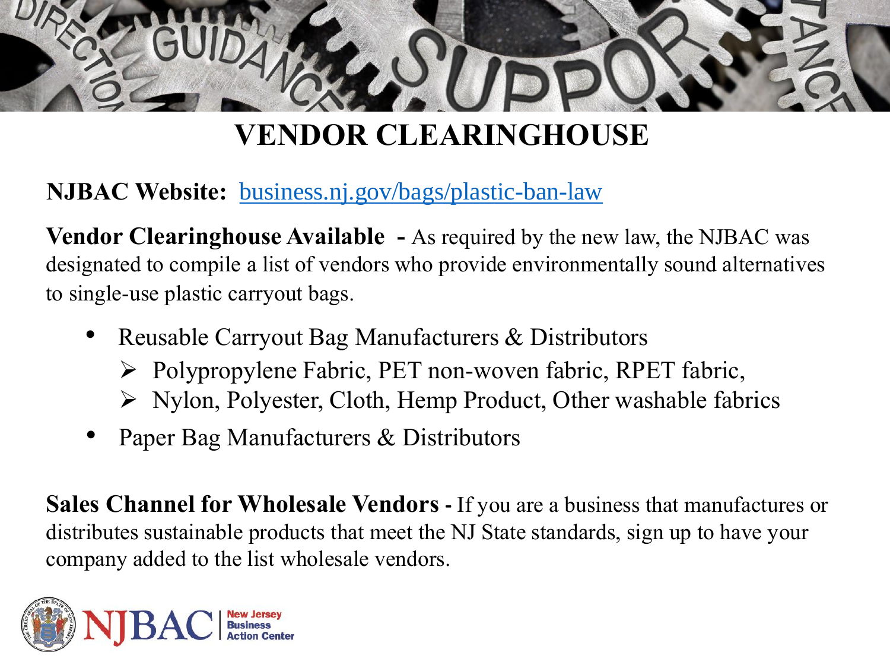# VENDOR CLEARINGHOUSE

**NJBAC Website:** [business.nj.gov/bags/plastic-ban-law](business.nj.gov/bags/plastic-ban-law)

**Vendor Clearinghouse Available -** As required by the new law, the NJBAC was designated to compile a list of vendors who provide environmentally sound alternatives to single-use plastic carryout bags.

- Reusable Carryout Bag Manufacturers & Distributors
  - Polypropylene Fabric, PET non-woven fabric, RPET fabric,
  - Nylon, Polyester, Cloth, Hemp Product, Other washable fabrics
- Paper Bag Manufacturers & Distributors

**Sales Channel for Wholesale Vendors -** If you are a business that manufactures or distributes sustainable products that meet the NJ State standards, sign up to have your company added to the list wholesale vendors.

NJBAC New Jersey Business Action Center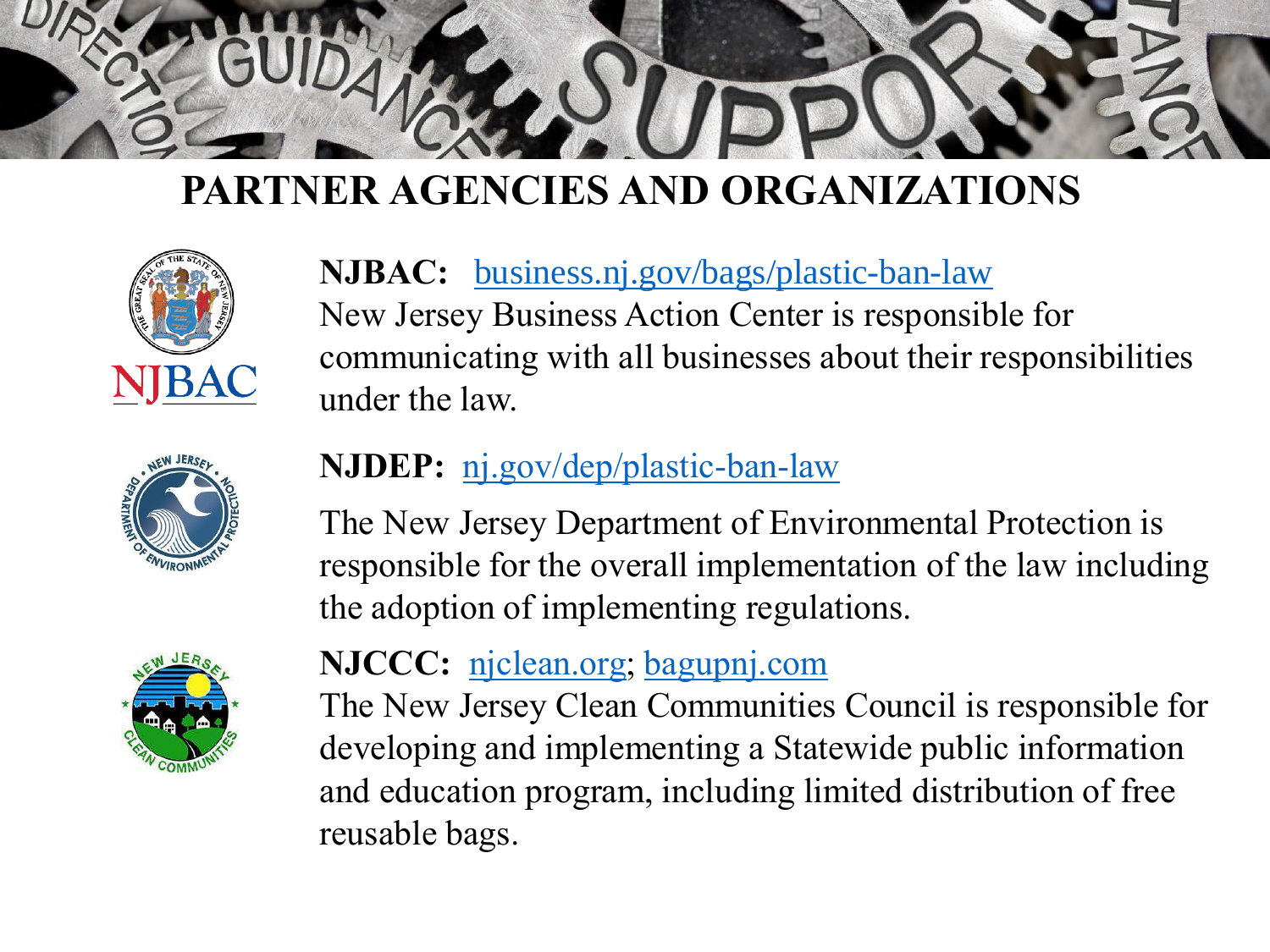# PARTNER AGENCIES AND ORGANIZATIONS

**NJBAC:** [business.nj.gov/bags/plastic-ban-law](business.nj.gov/bags/plastic-ban-law)
New Jersey Business Action Center is responsible for communicating with all businesses about their responsibilities under the law.

**NJDEP:** [nj.gov/dep/plastic-ban-law](nj.gov/dep/plastic-ban-law)

The New Jersey Department of Environmental Protection is responsible for the overall implementation of the law including the adoption of implementing regulations.

**NJCCC:** [njclean.org](njclean.org); [bagupnj.com](bagupnj.com)
The New Jersey Clean Communities Council is responsible for developing and implementing a Statewide public information and education program, including limited distribution of free reusable bags.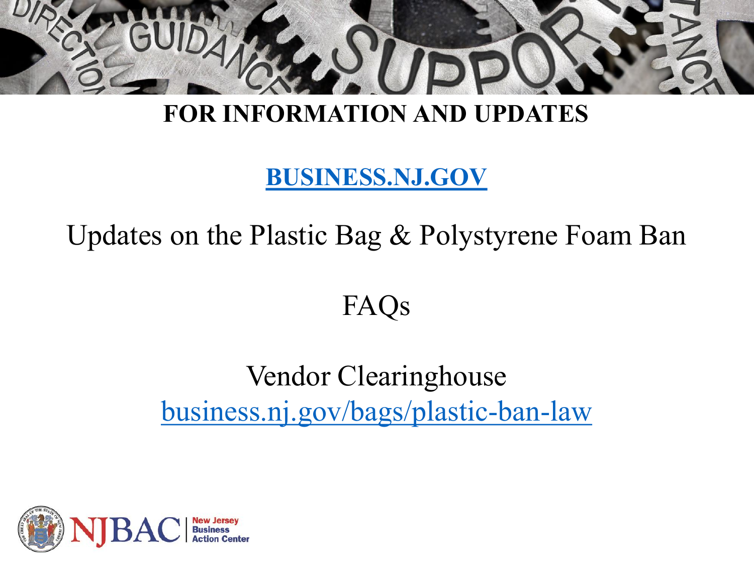**FOR INFORMATION AND UPDATES**

**[BUSINESS.NJ.GOV](https://business.nj.gov)**

Updates on the Plastic Bag & Polystyrene Foam Ban

FAQs

Vendor Clearinghouse

[business.nj.gov/bags/plastic-ban-law](https://business.nj.gov/bags/plastic-ban-law)

NJBAC | New Jersey Business Action Center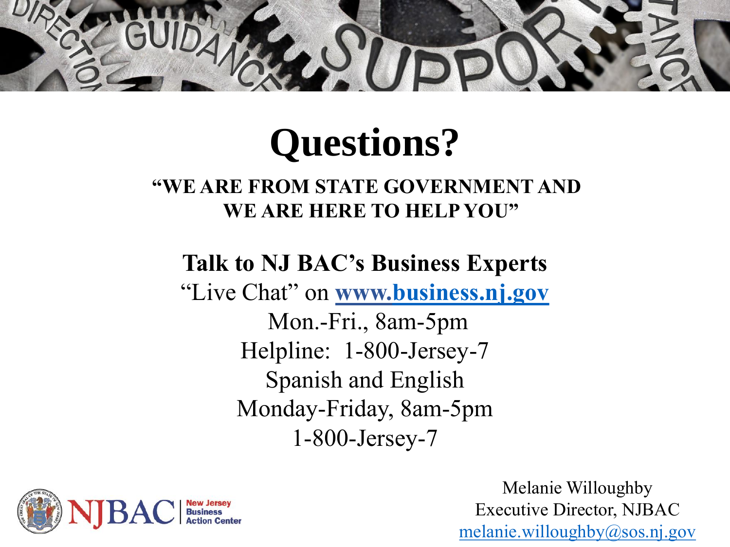# Questions?

**"WE ARE FROM STATE GOVERNMENT AND WE ARE HERE TO HELP YOU"**

**Talk to NJ BAC's Business Experts**

"Live Chat" on **www.business.nj.gov**

Mon.-Fri., 8am-5pm

Helpline: 1-800-Jersey-7

Spanish and English

Monday-Friday, 8am-5pm

1-800-Jersey-7

NJBAC New Jersey Business Action Center

Melanie Willoughby
Executive Director, NJBAC
melanie.willoughby@sos.nj.gov